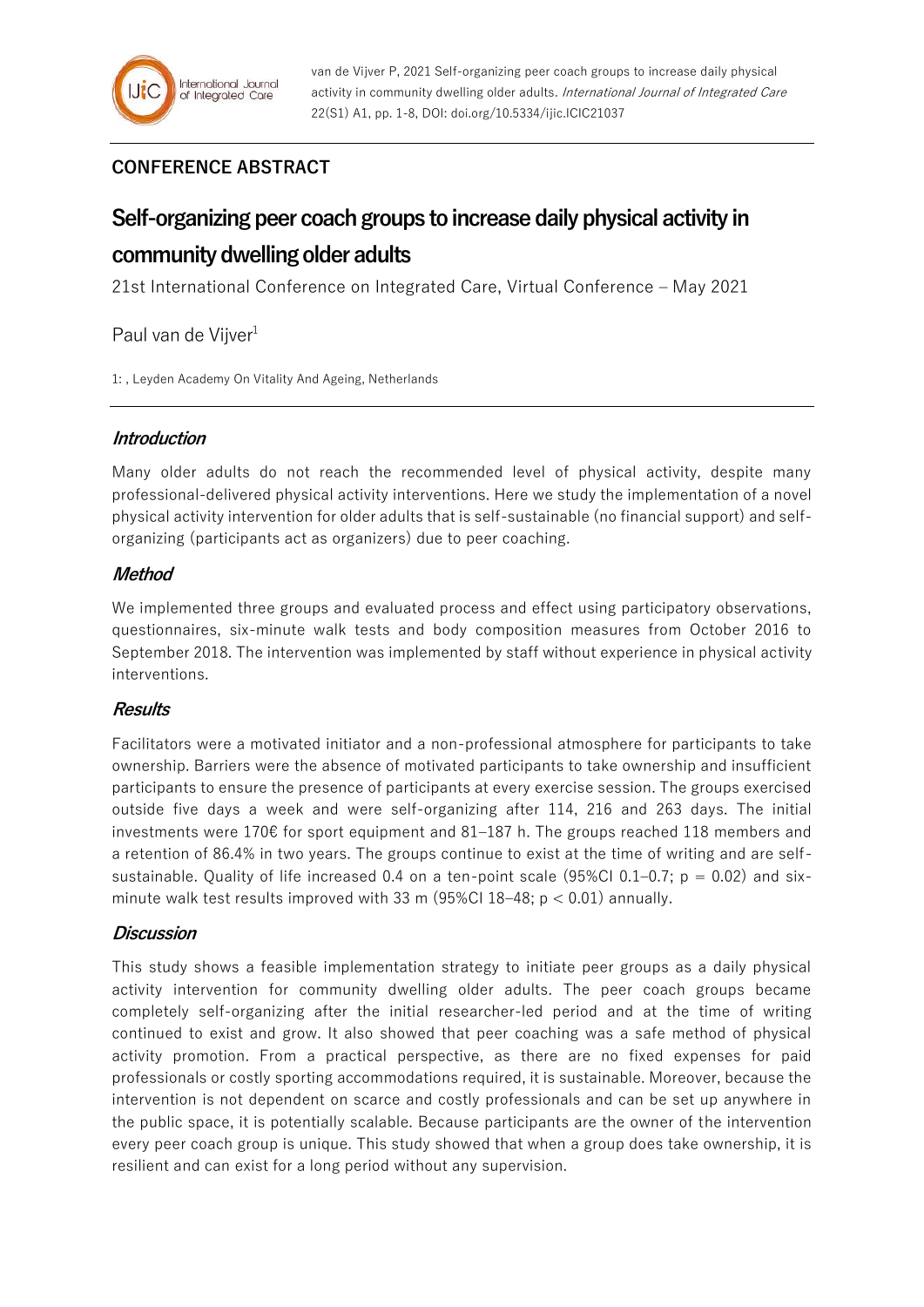van de Vijver P, 2021 Self-organizing peer coach groups to increase daily physical activity in community dwelling older adults. *International Journal of Integrated Care* 22(S1) A1, pp. 1-8, DOI: doi.org/10.5334/ijic.ICIC21037

## CONFERENCE ABSTRACT

# Self-organizing peer coach groups to increase daily physical activity in community dwelling older adults

21st International Conference on Integrated Care, Virtual Conference – May 2021

Paul van de Vijver[1]

1: , Leyden Academy On Vitality And Ageing, Netherlands

### *Introduction*

Many older adults do not reach the recommended level of physical activity, despite many professional-delivered physical activity interventions. Here we study the implementation of a novel physical activity intervention for older adults that is self-sustainable (no financial support) and self-organizing (participants act as organizers) due to peer coaching.

### *Method*

We implemented three groups and evaluated process and effect using participatory observations, questionnaires, six-minute walk tests and body composition measures from October 2016 to September 2018. The intervention was implemented by staff without experience in physical activity interventions.

### *Results*

Facilitators were a motivated initiator and a non-professional atmosphere for participants to take ownership. Barriers were the absence of motivated participants to take ownership and insufficient participants to ensure the presence of participants at every exercise session. The groups exercised outside five days a week and were self-organizing after 114, 216 and 263 days. The initial investments were 170€ for sport equipment and 81–187 h. The groups reached 118 members and a retention of 86.4% in two years. The groups continue to exist at the time of writing and are self-sustainable. Quality of life increased 0.4 on a ten-point scale (95%CI 0.1–0.7; $p = 0.02$) and six-minute walk test results improved with 33 m (95%CI 18–48; $p < 0.01$) annually.

### *Discussion*

This study shows a feasible implementation strategy to initiate peer groups as a daily physical activity intervention for community dwelling older adults. The peer coach groups became completely self-organizing after the initial researcher-led period and at the time of writing continued to exist and grow. It also showed that peer coaching was a safe method of physical activity promotion. From a practical perspective, as there are no fixed expenses for paid professionals or costly sporting accommodations required, it is sustainable. Moreover, because the intervention is not dependent on scarce and costly professionals and can be set up anywhere in the public space, it is potentially scalable. Because participants are the owner of the intervention every peer coach group is unique. This study showed that when a group does take ownership, it is resilient and can exist for a long period without any supervision.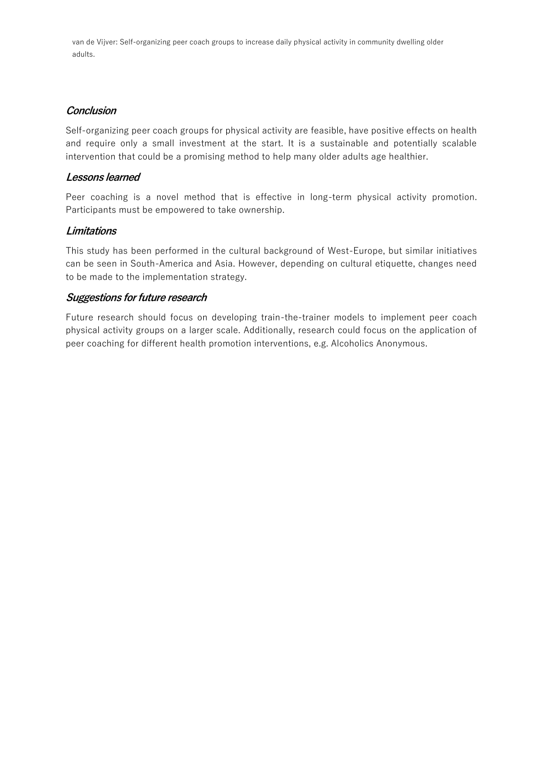### *Conclusion*

Self-organizing peer coach groups for physical activity are feasible, have positive effects on health and require only a small investment at the start. It is a sustainable and potentially scalable intervention that could be a promising method to help many older adults age healthier.

### *Lessons learned*

Peer coaching is a novel method that is effective in long-term physical activity promotion. Participants must be empowered to take ownership.

### *Limitations*

This study has been performed in the cultural background of West-Europe, but similar initiatives can be seen in South-America and Asia. However, depending on cultural etiquette, changes need to be made to the implementation strategy.

### *Suggestions for future research*

Future research should focus on developing train-the-trainer models to implement peer coach physical activity groups on a larger scale. Additionally, research could focus on the application of peer coaching for different health promotion interventions, e.g. Alcoholics Anonymous.